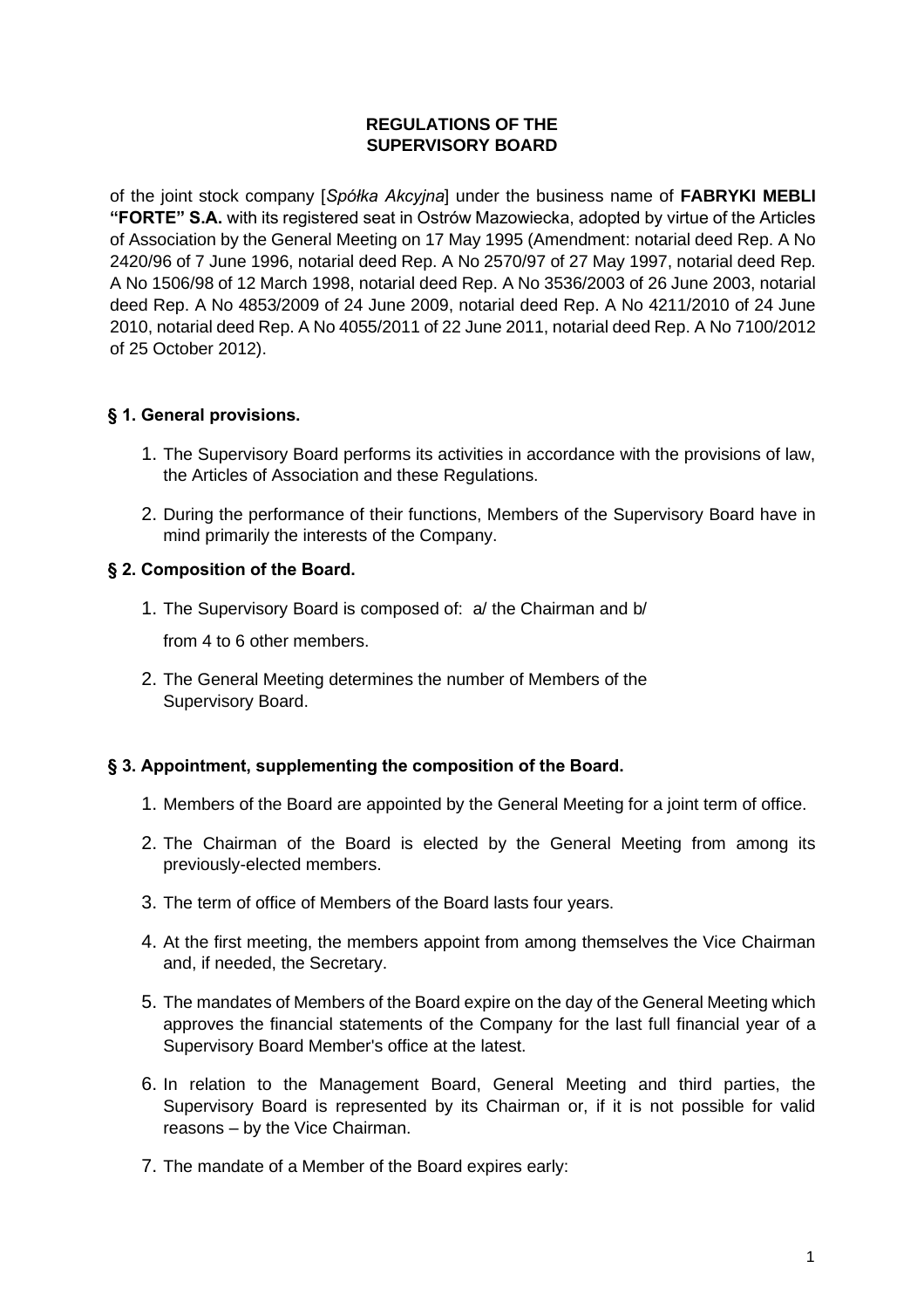# REGULATIONS OF THE SUPERVISORY BOARD

of the joint stock company [*Spółka Akcyjna*] under the business name of **FABRYKI MEBLI "FORTE" S.A.** with its registered seat in Ostrów Mazowiecka, adopted by virtue of the Articles of Association by the General Meeting on 17 May 1995 (Amendment: notarial deed Rep. A No 2420/96 of 7 June 1996, notarial deed Rep. A No 2570/97 of 27 May 1997, notarial deed Rep. A No 1506/98 of 12 March 1998, notarial deed Rep. A No 3536/2003 of 26 June 2003, notarial deed Rep. A No 4853/2009 of 24 June 2009, notarial deed Rep. A No 4211/2010 of 24 June 2010, notarial deed Rep. A No 4055/2011 of 22 June 2011, notarial deed Rep. A No 7100/2012 of 25 October 2012).

## § 1. General provisions.

1. The Supervisory Board performs its activities in accordance with the provisions of law, the Articles of Association and these Regulations.
2. During the performance of their functions, Members of the Supervisory Board have in mind primarily the interests of the Company.

## § 2. Composition of the Board.

1. The Supervisory Board is composed of: a/ the Chairman and b/

   from 4 to 6 other members.
2. The General Meeting determines the number of Members of the Supervisory Board.

## § 3. Appointment, supplementing the composition of the Board.

1. Members of the Board are appointed by the General Meeting for a joint term of office.
2. The Chairman of the Board is elected by the General Meeting from among its previously-elected members.
3. The term of office of Members of the Board lasts four years.
4. At the first meeting, the members appoint from among themselves the Vice Chairman and, if needed, the Secretary.
5. The mandates of Members of the Board expire on the day of the General Meeting which approves the financial statements of the Company for the last full financial year of a Supervisory Board Member's office at the latest.
6. In relation to the Management Board, General Meeting and third parties, the Supervisory Board is represented by its Chairman or, if it is not possible for valid reasons – by the Vice Chairman.
7. The mandate of a Member of the Board expires early: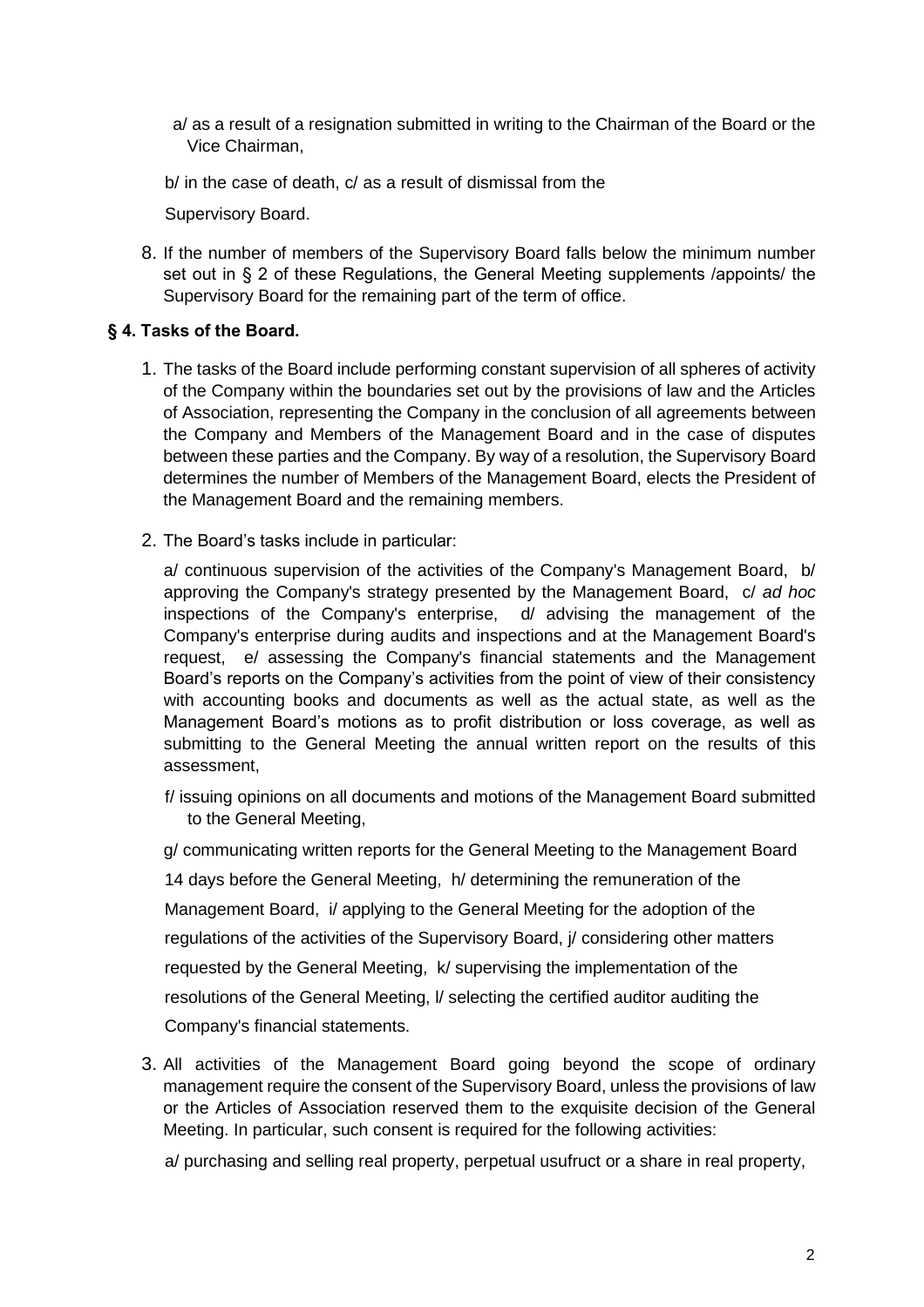a/ as a result of a resignation submitted in writing to the Chairman of the Board or the Vice Chairman,

b/ in the case of death, c/ as a result of dismissal from the

Supervisory Board.

8. If the number of members of the Supervisory Board falls below the minimum number set out in § 2 of these Regulations, the General Meeting supplements /appoints/ the Supervisory Board for the remaining part of the term of office.

### § 4. Tasks of the Board.

1. The tasks of the Board include performing constant supervision of all spheres of activity of the Company within the boundaries set out by the provisions of law and the Articles of Association, representing the Company in the conclusion of all agreements between the Company and Members of the Management Board and in the case of disputes between these parties and the Company. By way of a resolution, the Supervisory Board determines the number of Members of the Management Board, elects the President of the Management Board and the remaining members.

2. The Board's tasks include in particular:

   a/ continuous supervision of the activities of the Company's Management Board, b/ approving the Company's strategy presented by the Management Board, c/ *ad hoc* inspections of the Company's enterprise, d/ advising the management of the Company's enterprise during audits and inspections and at the Management Board's request, e/ assessing the Company's financial statements and the Management Board's reports on the Company's activities from the point of view of their consistency with accounting books and documents as well as the actual state, as well as the Management Board's motions as to profit distribution or loss coverage, as well as submitting to the General Meeting the annual written report on the results of this assessment,

   f/ issuing opinions on all documents and motions of the Management Board submitted to the General Meeting,

   g/ communicating written reports for the General Meeting to the Management Board 14 days before the General Meeting, h/ determining the remuneration of the Management Board, i/ applying to the General Meeting for the adoption of the regulations of the activities of the Supervisory Board, j/ considering other matters requested by the General Meeting, k/ supervising the implementation of the resolutions of the General Meeting, l/ selecting the certified auditor auditing the Company's financial statements.

3. All activities of the Management Board going beyond the scope of ordinary management require the consent of the Supervisory Board, unless the provisions of law or the Articles of Association reserved them to the exquisite decision of the General Meeting. In particular, such consent is required for the following activities:

   a/ purchasing and selling real property, perpetual usufruct or a share in real property,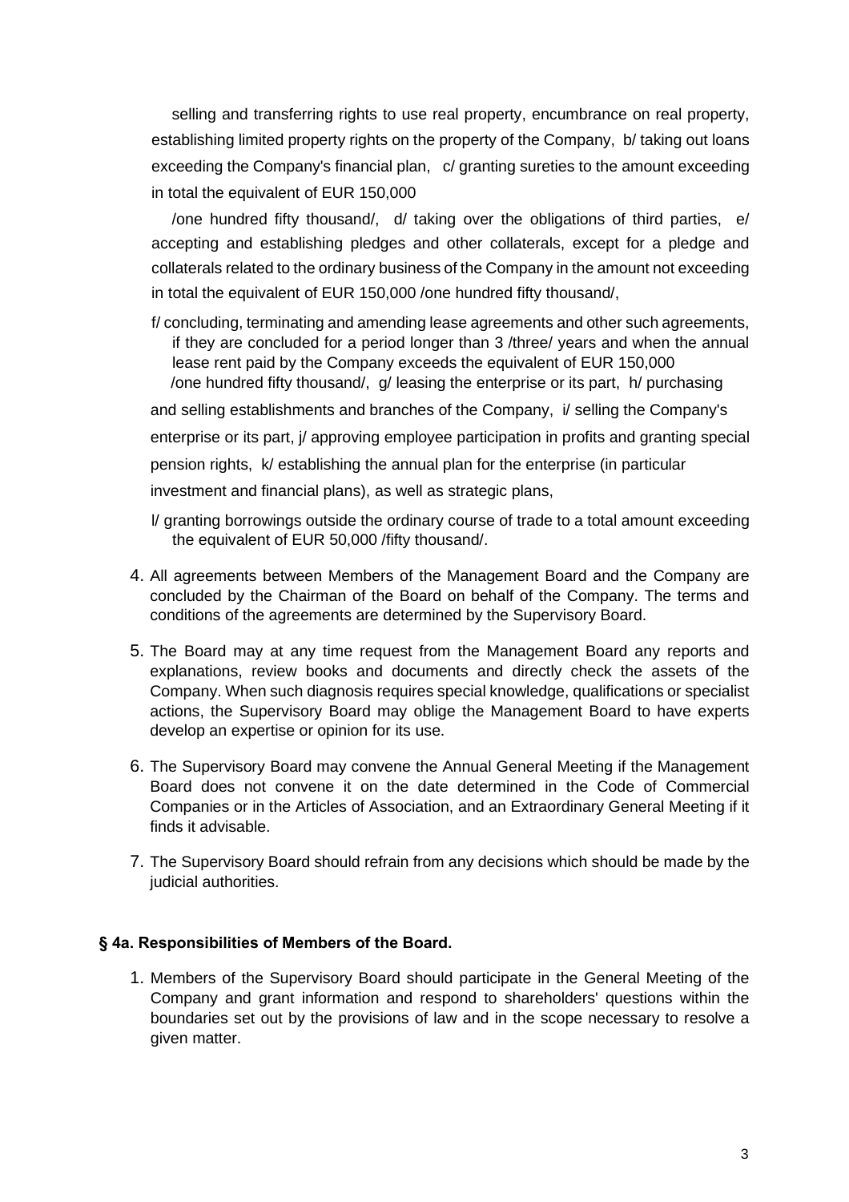selling and transferring rights to use real property, encumbrance on real property, establishing limited property rights on the property of the Company, b/ taking out loans exceeding the Company's financial plan, c/ granting sureties to the amount exceeding in total the equivalent of EUR 150,000

/one hundred fifty thousand/, d/ taking over the obligations of third parties, e/ accepting and establishing pledges and other collaterals, except for a pledge and collaterals related to the ordinary business of the Company in the amount not exceeding in total the equivalent of EUR 150,000 /one hundred fifty thousand/,

f/ concluding, terminating and amending lease agreements and other such agreements, if they are concluded for a period longer than 3 /three/ years and when the annual lease rent paid by the Company exceeds the equivalent of EUR 150,000 /one hundred fifty thousand/, g/ leasing the enterprise or its part, h/ purchasing and selling establishments and branches of the Company, i/ selling the Company's enterprise or its part, j/ approving employee participation in profits and granting special pension rights, k/ establishing the annual plan for the enterprise (in particular investment and financial plans), as well as strategic plans,

l/ granting borrowings outside the ordinary course of trade to a total amount exceeding the equivalent of EUR 50,000 /fifty thousand/.

4. All agreements between Members of the Management Board and the Company are concluded by the Chairman of the Board on behalf of the Company. The terms and conditions of the agreements are determined by the Supervisory Board.
5. The Board may at any time request from the Management Board any reports and explanations, review books and documents and directly check the assets of the Company. When such diagnosis requires special knowledge, qualifications or specialist actions, the Supervisory Board may oblige the Management Board to have experts develop an expertise or opinion for its use.
6. The Supervisory Board may convene the Annual General Meeting if the Management Board does not convene it on the date determined in the Code of Commercial Companies or in the Articles of Association, and an Extraordinary General Meeting if it finds it advisable.
7. The Supervisory Board should refrain from any decisions which should be made by the judicial authorities.

### § 4a. Responsibilities of Members of the Board.

1. Members of the Supervisory Board should participate in the General Meeting of the Company and grant information and respond to shareholders' questions within the boundaries set out by the provisions of law and in the scope necessary to resolve a given matter.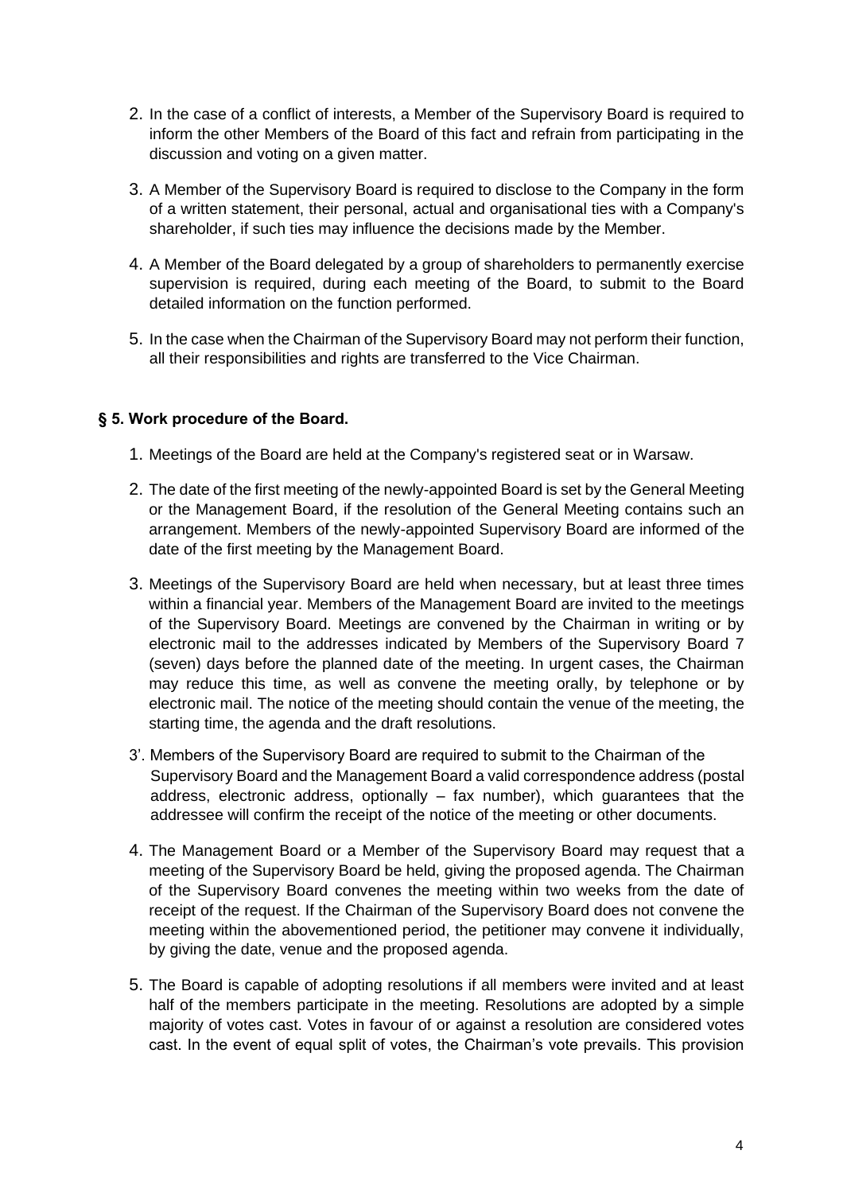2. In the case of a conflict of interests, a Member of the Supervisory Board is required to inform the other Members of the Board of this fact and refrain from participating in the discussion and voting on a given matter.

3. A Member of the Supervisory Board is required to disclose to the Company in the form of a written statement, their personal, actual and organisational ties with a Company's shareholder, if such ties may influence the decisions made by the Member.

4. A Member of the Board delegated by a group of shareholders to permanently exercise supervision is required, during each meeting of the Board, to submit to the Board detailed information on the function performed.

5. In the case when the Chairman of the Supervisory Board may not perform their function, all their responsibilities and rights are transferred to the Vice Chairman.

### § 5. Work procedure of the Board.

1. Meetings of the Board are held at the Company's registered seat or in Warsaw.

2. The date of the first meeting of the newly-appointed Board is set by the General Meeting or the Management Board, if the resolution of the General Meeting contains such an arrangement. Members of the newly-appointed Supervisory Board are informed of the date of the first meeting by the Management Board.

3. Meetings of the Supervisory Board are held when necessary, but at least three times within a financial year. Members of the Management Board are invited to the meetings of the Supervisory Board. Meetings are convened by the Chairman in writing or by electronic mail to the addresses indicated by Members of the Supervisory Board 7 (seven) days before the planned date of the meeting. In urgent cases, the Chairman may reduce this time, as well as convene the meeting orally, by telephone or by electronic mail. The notice of the meeting should contain the venue of the meeting, the starting time, the agenda and the draft resolutions.

3'. Members of the Supervisory Board are required to submit to the Chairman of the Supervisory Board and the Management Board a valid correspondence address (postal address, electronic address, optionally – fax number), which guarantees that the addressee will confirm the receipt of the notice of the meeting or other documents.

4. The Management Board or a Member of the Supervisory Board may request that a meeting of the Supervisory Board be held, giving the proposed agenda. The Chairman of the Supervisory Board convenes the meeting within two weeks from the date of receipt of the request. If the Chairman of the Supervisory Board does not convene the meeting within the abovementioned period, the petitioner may convene it individually, by giving the date, venue and the proposed agenda.

5. The Board is capable of adopting resolutions if all members were invited and at least half of the members participate in the meeting. Resolutions are adopted by a simple majority of votes cast. Votes in favour of or against a resolution are considered votes cast. In the event of equal split of votes, the Chairman's vote prevails. This provision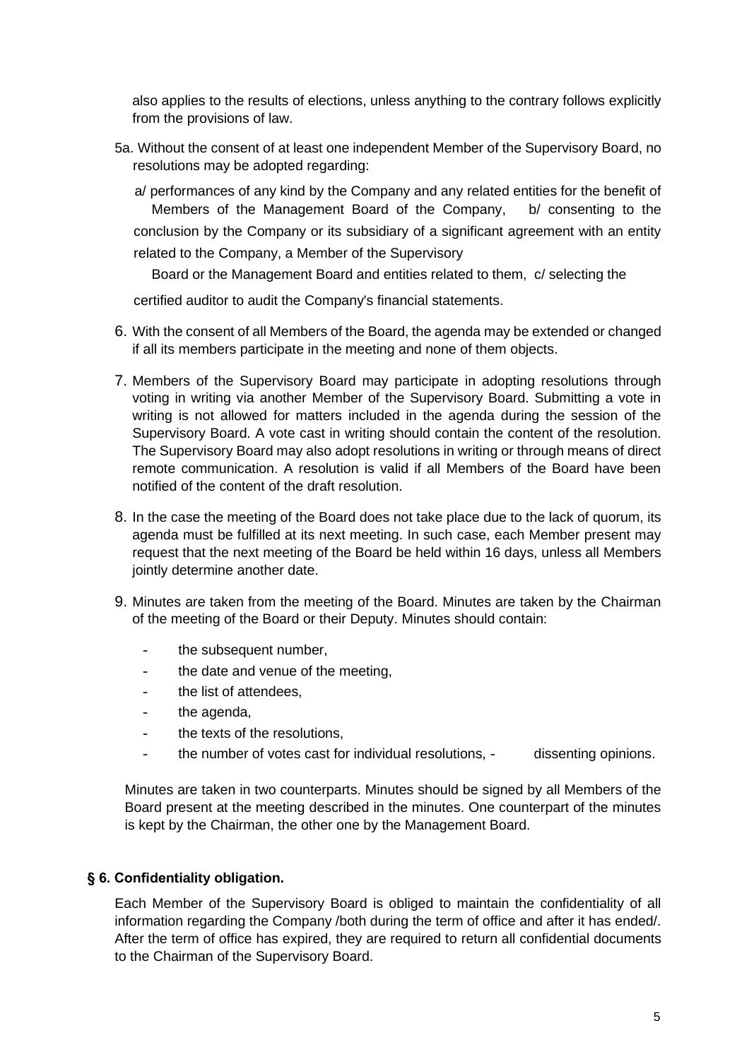also applies to the results of elections, unless anything to the contrary follows explicitly from the provisions of law.

5a. Without the consent of at least one independent Member of the Supervisory Board, no resolutions may be adopted regarding:

a/ performances of any kind by the Company and any related entities for the benefit of Members of the Management Board of the Company, b/ consenting to the conclusion by the Company or its subsidiary of a significant agreement with an entity related to the Company, a Member of the Supervisory Board or the Management Board and entities related to them, c/ selecting the certified auditor to audit the Company's financial statements.

6. With the consent of all Members of the Board, the agenda may be extended or changed if all its members participate in the meeting and none of them objects.

7. Members of the Supervisory Board may participate in adopting resolutions through voting in writing via another Member of the Supervisory Board. Submitting a vote in writing is not allowed for matters included in the agenda during the session of the Supervisory Board. A vote cast in writing should contain the content of the resolution. The Supervisory Board may also adopt resolutions in writing or through means of direct remote communication. A resolution is valid if all Members of the Board have been notified of the content of the draft resolution.

8. In the case the meeting of the Board does not take place due to the lack of quorum, its agenda must be fulfilled at its next meeting. In such case, each Member present may request that the next meeting of the Board be held within 16 days, unless all Members jointly determine another date.

9. Minutes are taken from the meeting of the Board. Minutes are taken by the Chairman of the meeting of the Board or their Deputy. Minutes should contain:

- the subsequent number,
- the date and venue of the meeting,
- the list of attendees,
- the agenda,
- the texts of the resolutions,
- the number of votes cast for individual resolutions,
- dissenting opinions.

Minutes are taken in two counterparts. Minutes should be signed by all Members of the Board present at the meeting described in the minutes. One counterpart of the minutes is kept by the Chairman, the other one by the Management Board.

### § 6. Confidentiality obligation.

Each Member of the Supervisory Board is obliged to maintain the confidentiality of all information regarding the Company /both during the term of office and after it has ended/. After the term of office has expired, they are required to return all confidential documents to the Chairman of the Supervisory Board.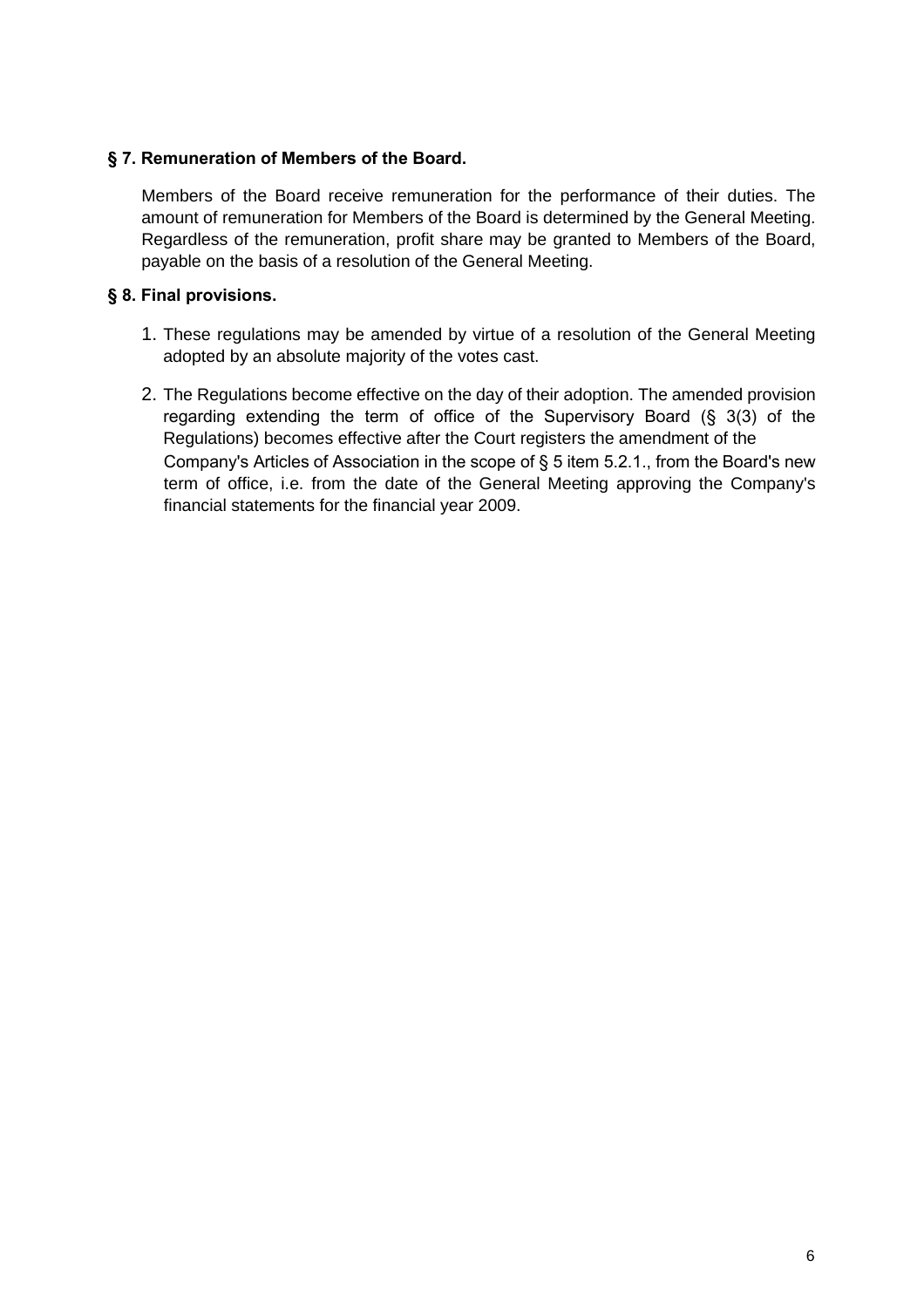### § 7. Remuneration of Members of the Board.

Members of the Board receive remuneration for the performance of their duties. The amount of remuneration for Members of the Board is determined by the General Meeting. Regardless of the remuneration, profit share may be granted to Members of the Board, payable on the basis of a resolution of the General Meeting.

### § 8. Final provisions.

1. These regulations may be amended by virtue of a resolution of the General Meeting adopted by an absolute majority of the votes cast.
2. The Regulations become effective on the day of their adoption. The amended provision regarding extending the term of office of the Supervisory Board (§ 3(3) of the Regulations) becomes effective after the Court registers the amendment of the Company's Articles of Association in the scope of § 5 item 5.2.1., from the Board's new term of office, i.e. from the date of the General Meeting approving the Company's financial statements for the financial year 2009.